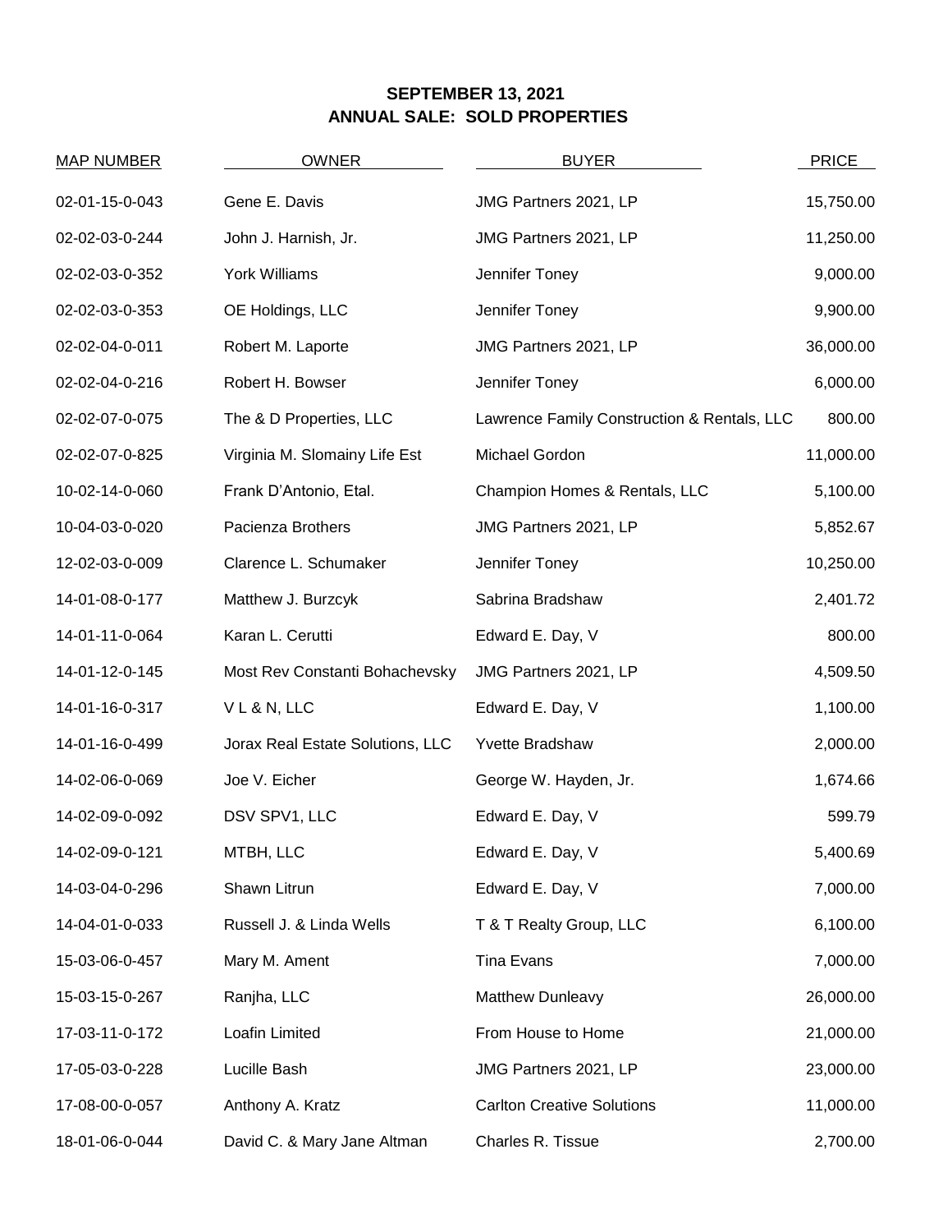# SEPTEMBER 13, 2021
# ANNUAL SALE: SOLD PROPERTIES

| MAP NUMBER | OWNER | BUYER | PRICE |
|---|---|---|---|
| 02-01-15-0-043 | Gene E. Davis | JMG Partners 2021, LP | 15,750.00 |
| 02-02-03-0-244 | John J. Harnish, Jr. | JMG Partners 2021, LP | 11,250.00 |
| 02-02-03-0-352 | York Williams | Jennifer Toney | 9,000.00 |
| 02-02-03-0-353 | OE Holdings, LLC | Jennifer Toney | 9,900.00 |
| 02-02-04-0-011 | Robert M. Laporte | JMG Partners 2021, LP | 36,000.00 |
| 02-02-04-0-216 | Robert H. Bowser | Jennifer Toney | 6,000.00 |
| 02-02-07-0-075 | The & D Properties, LLC | Lawrence Family Construction & Rentals, LLC | 800.00 |
| 02-02-07-0-825 | Virginia M. Slomainy Life Est | Michael Gordon | 11,000.00 |
| 10-02-14-0-060 | Frank D'Antonio, Etal. | Champion Homes & Rentals, LLC | 5,100.00 |
| 10-04-03-0-020 | Pacienza Brothers | JMG Partners 2021, LP | 5,852.67 |
| 12-02-03-0-009 | Clarence L. Schumaker | Jennifer Toney | 10,250.00 |
| 14-01-08-0-177 | Matthew J. Burzcyk | Sabrina Bradshaw | 2,401.72 |
| 14-01-11-0-064 | Karan L. Cerutti | Edward E. Day, V | 800.00 |
| 14-01-12-0-145 | Most Rev Constanti Bohachevsky | JMG Partners 2021, LP | 4,509.50 |
| 14-01-16-0-317 | V L & N, LLC | Edward E. Day, V | 1,100.00 |
| 14-01-16-0-499 | Jorax Real Estate Solutions, LLC | Yvette Bradshaw | 2,000.00 |
| 14-02-06-0-069 | Joe V. Eicher | George W. Hayden, Jr. | 1,674.66 |
| 14-02-09-0-092 | DSV SPV1, LLC | Edward E. Day, V | 599.79 |
| 14-02-09-0-121 | MTBH, LLC | Edward E. Day, V | 5,400.69 |
| 14-03-04-0-296 | Shawn Litrun | Edward E. Day, V | 7,000.00 |
| 14-04-01-0-033 | Russell J. & Linda Wells | T & T Realty Group, LLC | 6,100.00 |
| 15-03-06-0-457 | Mary M. Ament | Tina Evans | 7,000.00 |
| 15-03-15-0-267 | Ranjha, LLC | Matthew Dunleavy | 26,000.00 |
| 17-03-11-0-172 | Loafin Limited | From House to Home | 21,000.00 |
| 17-05-03-0-228 | Lucille Bash | JMG Partners 2021, LP | 23,000.00 |
| 17-08-00-0-057 | Anthony A. Kratz | Carlton Creative Solutions | 11,000.00 |
| 18-01-06-0-044 | David C. & Mary Jane Altman | Charles R. Tissue | 2,700.00 |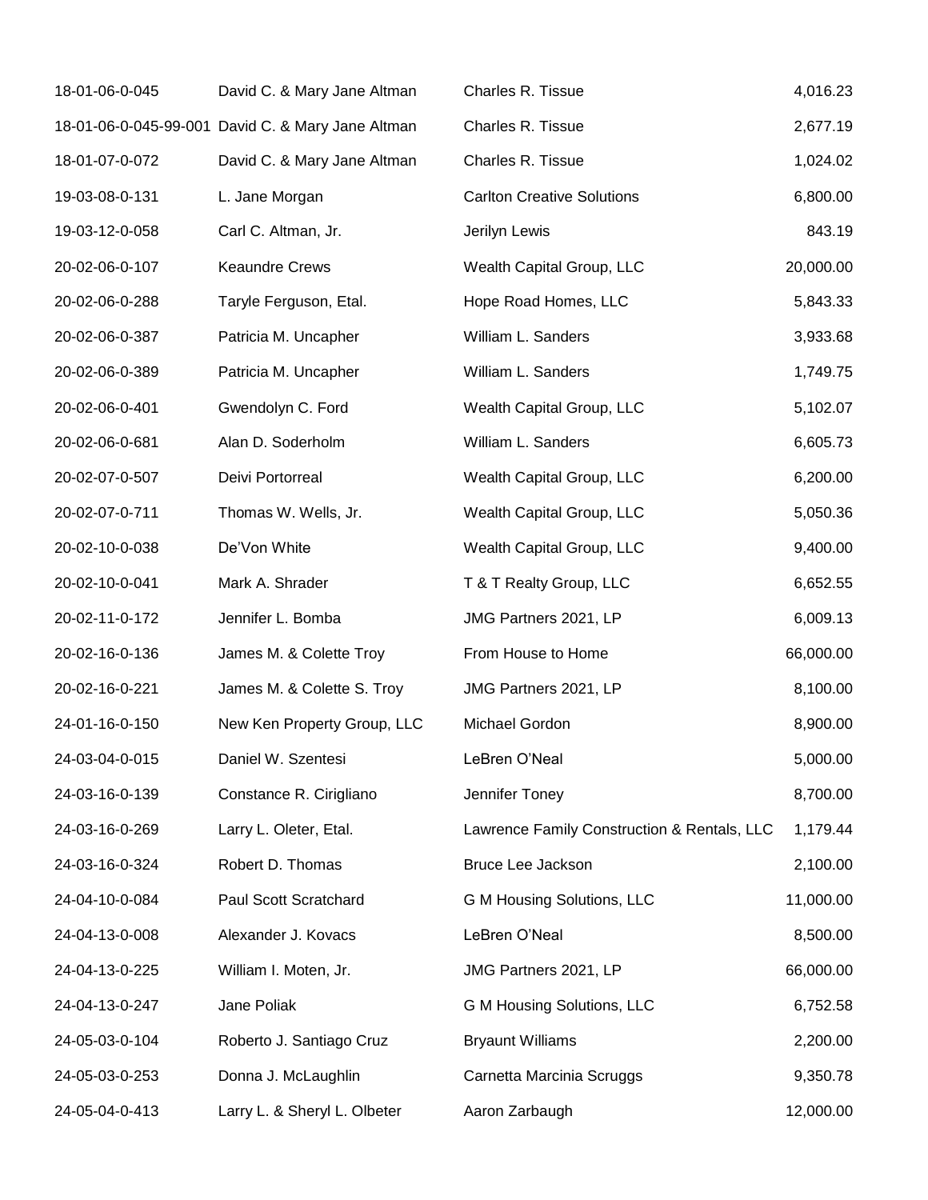| | | | |
|---|---|---|---|
| 18-01-06-0-045 | David C. & Mary Jane Altman | Charles R. Tissue | 4,016.23 |
| 18-01-06-0-045-99-001 | David C. & Mary Jane Altman | Charles R. Tissue | 2,677.19 |
| 18-01-07-0-072 | David C. & Mary Jane Altman | Charles R. Tissue | 1,024.02 |
| 19-03-08-0-131 | L. Jane Morgan | Carlton Creative Solutions | 6,800.00 |
| 19-03-12-0-058 | Carl C. Altman, Jr. | Jerilyn Lewis | 843.19 |
| 20-02-06-0-107 | Keaundre Crews | Wealth Capital Group, LLC | 20,000.00 |
| 20-02-06-0-288 | Taryle Ferguson, Etal. | Hope Road Homes, LLC | 5,843.33 |
| 20-02-06-0-387 | Patricia M. Uncapher | William L. Sanders | 3,933.68 |
| 20-02-06-0-389 | Patricia M. Uncapher | William L. Sanders | 1,749.75 |
| 20-02-06-0-401 | Gwendolyn C. Ford | Wealth Capital Group, LLC | 5,102.07 |
| 20-02-06-0-681 | Alan D. Soderholm | William L. Sanders | 6,605.73 |
| 20-02-07-0-507 | Deivi Portorreal | Wealth Capital Group, LLC | 6,200.00 |
| 20-02-07-0-711 | Thomas W. Wells, Jr. | Wealth Capital Group, LLC | 5,050.36 |
| 20-02-10-0-038 | De'Von White | Wealth Capital Group, LLC | 9,400.00 |
| 20-02-10-0-041 | Mark A. Shrader | T & T Realty Group, LLC | 6,652.55 |
| 20-02-11-0-172 | Jennifer L. Bomba | JMG Partners 2021, LP | 6,009.13 |
| 20-02-16-0-136 | James M. & Colette Troy | From House to Home | 66,000.00 |
| 20-02-16-0-221 | James M. & Colette S. Troy | JMG Partners 2021, LP | 8,100.00 |
| 24-01-16-0-150 | New Ken Property Group, LLC | Michael Gordon | 8,900.00 |
| 24-03-04-0-015 | Daniel W. Szentesi | LeBren O'Neal | 5,000.00 |
| 24-03-16-0-139 | Constance R. Cirigliano | Jennifer Toney | 8,700.00 |
| 24-03-16-0-269 | Larry L. Oleter, Etal. | Lawrence Family Construction & Rentals, LLC | 1,179.44 |
| 24-03-16-0-324 | Robert D. Thomas | Bruce Lee Jackson | 2,100.00 |
| 24-04-10-0-084 | Paul Scott Scratchard | G M Housing Solutions, LLC | 11,000.00 |
| 24-04-13-0-008 | Alexander J. Kovacs | LeBren O'Neal | 8,500.00 |
| 24-04-13-0-225 | William I. Moten, Jr. | JMG Partners 2021, LP | 66,000.00 |
| 24-04-13-0-247 | Jane Poliak | G M Housing Solutions, LLC | 6,752.58 |
| 24-05-03-0-104 | Roberto J. Santiago Cruz | Bryaunt Williams | 2,200.00 |
| 24-05-03-0-253 | Donna J. McLaughlin | Carnetta Marcinia Scruggs | 9,350.78 |
| 24-05-04-0-413 | Larry L. & Sheryl L. Olbeter | Aaron Zarbaugh | 12,000.00 |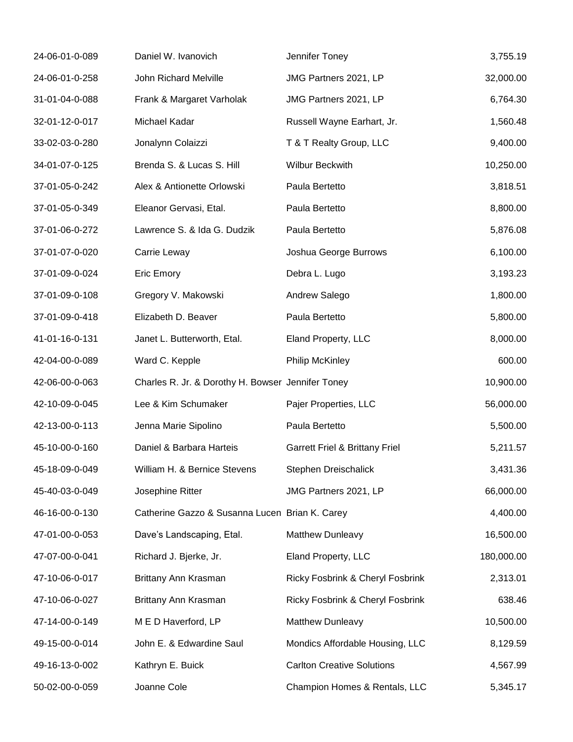| | | | |
|---|---|---|---:|
| 24-06-01-0-089 | Daniel W. Ivanovich | Jennifer Toney | 3,755.19 |
| 24-06-01-0-258 | John Richard Melville | JMG Partners 2021, LP | 32,000.00 |
| 31-01-04-0-088 | Frank & Margaret Varholak | JMG Partners 2021, LP | 6,764.30 |
| 32-01-12-0-017 | Michael Kadar | Russell Wayne Earhart, Jr. | 1,560.48 |
| 33-02-03-0-280 | Jonalynn Colaizzi | T & T Realty Group, LLC | 9,400.00 |
| 34-01-07-0-125 | Brenda S. & Lucas S. Hill | Wilbur Beckwith | 10,250.00 |
| 37-01-05-0-242 | Alex & Antionette Orlowski | Paula Bertetto | 3,818.51 |
| 37-01-05-0-349 | Eleanor Gervasi, Etal. | Paula Bertetto | 8,800.00 |
| 37-01-06-0-272 | Lawrence S. & Ida G. Dudzik | Paula Bertetto | 5,876.08 |
| 37-01-07-0-020 | Carrie Leway | Joshua George Burrows | 6,100.00 |
| 37-01-09-0-024 | Eric Emory | Debra L. Lugo | 3,193.23 |
| 37-01-09-0-108 | Gregory V. Makowski | Andrew Salego | 1,800.00 |
| 37-01-09-0-418 | Elizabeth D. Beaver | Paula Bertetto | 5,800.00 |
| 41-01-16-0-131 | Janet L. Butterworth, Etal. | Eland Property, LLC | 8,000.00 |
| 42-04-00-0-089 | Ward C. Kepple | Philip McKinley | 600.00 |
| 42-06-00-0-063 | Charles R. Jr. & Dorothy H. Bowser | Jennifer Toney | 10,900.00 |
| 42-10-09-0-045 | Lee & Kim Schumaker | Pajer Properties, LLC | 56,000.00 |
| 42-13-00-0-113 | Jenna Marie Sipolino | Paula Bertetto | 5,500.00 |
| 45-10-00-0-160 | Daniel & Barbara Harteis | Garrett Friel & Brittany Friel | 5,211.57 |
| 45-18-09-0-049 | William H. & Bernice Stevens | Stephen Dreischalick | 3,431.36 |
| 45-40-03-0-049 | Josephine Ritter | JMG Partners 2021, LP | 66,000.00 |
| 46-16-00-0-130 | Catherine Gazzo & Susanna Lucen | Brian K. Carey | 4,400.00 |
| 47-01-00-0-053 | Dave's Landscaping, Etal. | Matthew Dunleavy | 16,500.00 |
| 47-07-00-0-041 | Richard J. Bjerke, Jr. | Eland Property, LLC | 180,000.00 |
| 47-10-06-0-017 | Brittany Ann Krasman | Ricky Fosbrink & Cheryl Fosbrink | 2,313.01 |
| 47-10-06-0-027 | Brittany Ann Krasman | Ricky Fosbrink & Cheryl Fosbrink | 638.46 |
| 47-14-00-0-149 | M E D Haverford, LP | Matthew Dunleavy | 10,500.00 |
| 49-15-00-0-014 | John E. & Edwardine Saul | Mondics Affordable Housing, LLC | 8,129.59 |
| 49-16-13-0-002 | Kathryn E. Buick | Carlton Creative Solutions | 4,567.99 |
| 50-02-00-0-059 | Joanne Cole | Champion Homes & Rentals, LLC | 5,345.17 |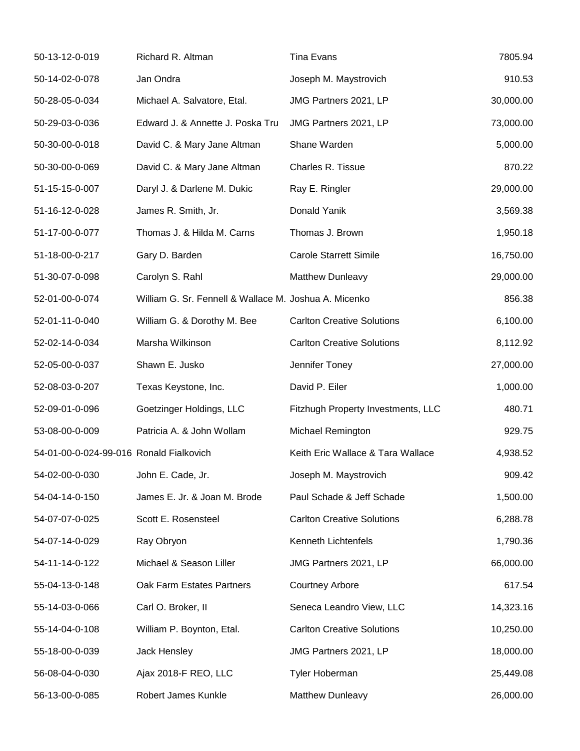| | | | |
|---|---|---|---|
| 50-13-12-0-019 | Richard R. Altman | Tina Evans | 7805.94 |
| 50-14-02-0-078 | Jan Ondra | Joseph M. Maystrovich | 910.53 |
| 50-28-05-0-034 | Michael A. Salvatore, Etal. | JMG Partners 2021, LP | 30,000.00 |
| 50-29-03-0-036 | Edward J. & Annette J. Poska Tru | JMG Partners 2021, LP | 73,000.00 |
| 50-30-00-0-018 | David C. & Mary Jane Altman | Shane Warden | 5,000.00 |
| 50-30-00-0-069 | David C. & Mary Jane Altman | Charles R. Tissue | 870.22 |
| 51-15-15-0-007 | Daryl J. & Darlene M. Dukic | Ray E. Ringler | 29,000.00 |
| 51-16-12-0-028 | James R. Smith, Jr. | Donald Yanik | 3,569.38 |
| 51-17-00-0-077 | Thomas J. & Hilda M. Carns | Thomas J. Brown | 1,950.18 |
| 51-18-00-0-217 | Gary D. Barden | Carole Starrett Simile | 16,750.00 |
| 51-30-07-0-098 | Carolyn S. Rahl | Matthew Dunleavy | 29,000.00 |
| 52-01-00-0-074 | William G. Sr. Fennell & Wallace M. | Joshua A. Micenko | 856.38 |
| 52-01-11-0-040 | William G. & Dorothy M. Bee | Carlton Creative Solutions | 6,100.00 |
| 52-02-14-0-034 | Marsha Wilkinson | Carlton Creative Solutions | 8,112.92 |
| 52-05-00-0-037 | Shawn E. Jusko | Jennifer Toney | 27,000.00 |
| 52-08-03-0-207 | Texas Keystone, Inc. | David P. Eiler | 1,000.00 |
| 52-09-01-0-096 | Goetzinger Holdings, LLC | Fitzhugh Property Investments, LLC | 480.71 |
| 53-08-00-0-009 | Patricia A. & John Wollam | Michael Remington | 929.75 |
| 54-01-00-0-024-99-016 | Ronald Fialkovich | Keith Eric Wallace & Tara Wallace | 4,938.52 |
| 54-02-00-0-030 | John E. Cade, Jr. | Joseph M. Maystrovich | 909.42 |
| 54-04-14-0-150 | James E. Jr. & Joan M. Brode | Paul Schade & Jeff Schade | 1,500.00 |
| 54-07-07-0-025 | Scott E. Rosensteel | Carlton Creative Solutions | 6,288.78 |
| 54-07-14-0-029 | Ray Obryon | Kenneth Lichtenfels | 1,790.36 |
| 54-11-14-0-122 | Michael & Season Liller | JMG Partners 2021, LP | 66,000.00 |
| 55-04-13-0-148 | Oak Farm Estates Partners | Courtney Arbore | 617.54 |
| 55-14-03-0-066 | Carl O. Broker, II | Seneca Leandro View, LLC | 14,323.16 |
| 55-14-04-0-108 | William P. Boynton, Etal. | Carlton Creative Solutions | 10,250.00 |
| 55-18-00-0-039 | Jack Hensley | JMG Partners 2021, LP | 18,000.00 |
| 56-08-04-0-030 | Ajax 2018-F REO, LLC | Tyler Hoberman | 25,449.08 |
| 56-13-00-0-085 | Robert James Kunkle | Matthew Dunleavy | 26,000.00 |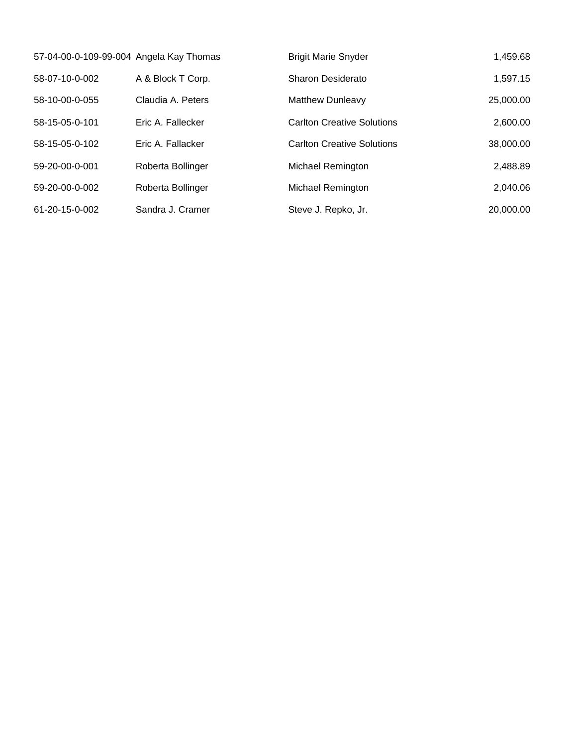| | | | |
|---|---|---|---|
| 57-04-00-0-109-99-004 | Angela Kay Thomas | Brigit Marie Snyder | 1,459.68 |
| 58-07-10-0-002 | A & Block T Corp. | Sharon Desiderato | 1,597.15 |
| 58-10-00-0-055 | Claudia A. Peters | Matthew Dunleavy | 25,000.00 |
| 58-15-05-0-101 | Eric A. Fallecker | Carlton Creative Solutions | 2,600.00 |
| 58-15-05-0-102 | Eric A. Fallacker | Carlton Creative Solutions | 38,000.00 |
| 59-20-00-0-001 | Roberta Bollinger | Michael Remington | 2,488.89 |
| 59-20-00-0-002 | Roberta Bollinger | Michael Remington | 2,040.06 |
| 61-20-15-0-002 | Sandra J. Cramer | Steve J. Repko, Jr. | 20,000.00 |